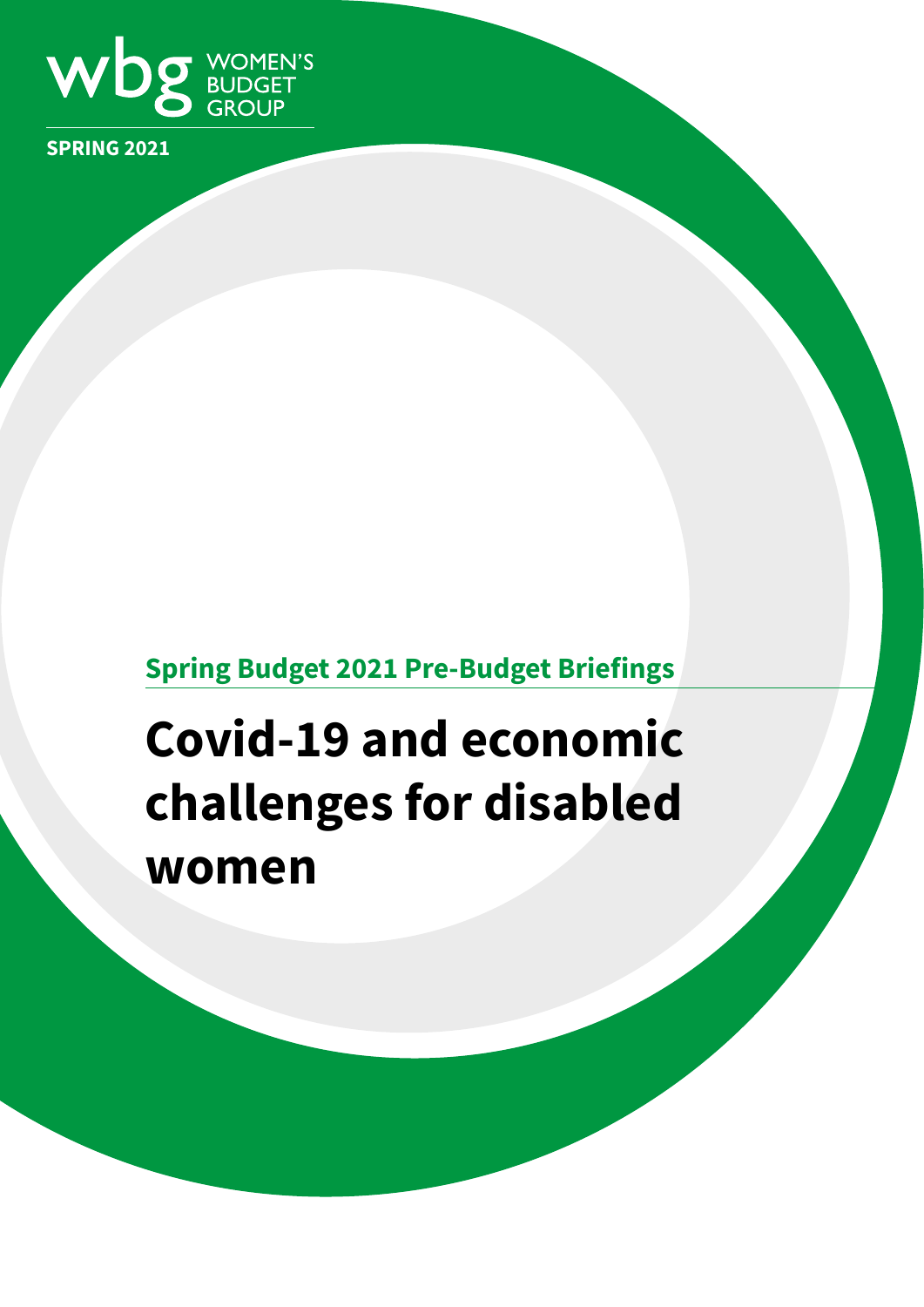wbg WOMEN'S BUDGET GROUP

**SPRING 2021**

## Spring Budget 2021 Pre-Budget Briefings

# Covid-19 and economic challenges for disabled women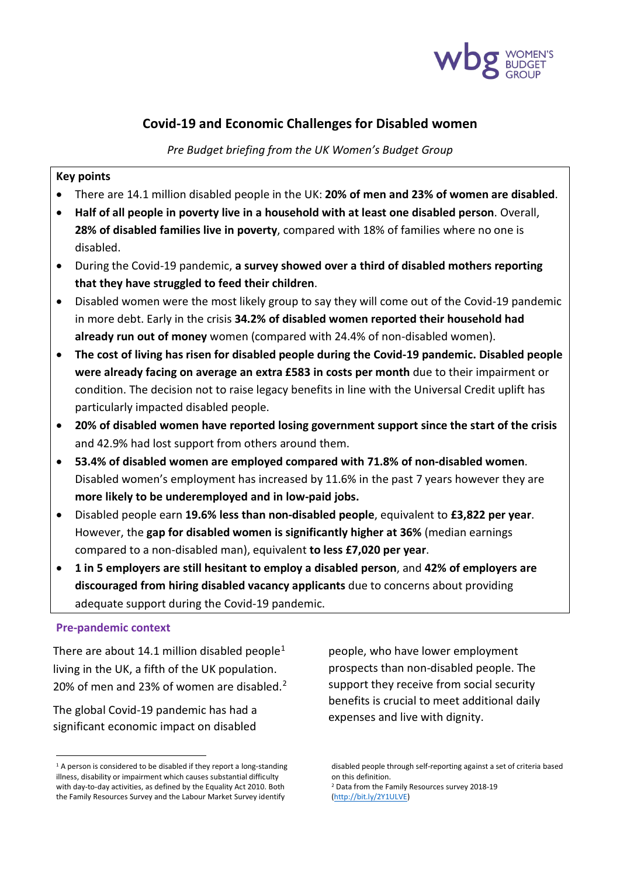# Covid-19 and Economic Challenges for Disabled women

*Pre Budget briefing from the UK Women's Budget Group*

**Key points**

- There are 14.1 million disabled people in the UK: **20% of men and 23% of women are disabled**.
- **Half of all people in poverty live in a household with at least one disabled person**. Overall, **28% of disabled families live in poverty**, compared with 18% of families where no one is disabled.
- During the Covid-19 pandemic, **a survey showed over a third of disabled mothers reporting that they have struggled to feed their children**.
- Disabled women were the most likely group to say they will come out of the Covid-19 pandemic in more debt. Early in the crisis **34.2% of disabled women reported their household had already run out of money** women (compared with 24.4% of non-disabled women).
- **The cost of living has risen for disabled people during the Covid-19 pandemic. Disabled people were already facing on average an extra £583 in costs per month** due to their impairment or condition. The decision not to raise legacy benefits in line with the Universal Credit uplift has particularly impacted disabled people.
- **20% of disabled women have reported losing government support since the start of the crisis** and 42.9% had lost support from others around them.
- **53.4% of disabled women are employed compared with 71.8% of non-disabled women**. Disabled women's employment has increased by 11.6% in the past 7 years however they are **more likely to be underemployed and in low-paid jobs.**
- Disabled people earn **19.6% less than non-disabled people**, equivalent to **£3,822 per year**. However, the **gap for disabled women is significantly higher at 36%** (median earnings compared to a non-disabled man), equivalent **to less £7,020 per year**.
- **1 in 5 employers are still hesitant to employ a disabled person**, and **42% of employers are discouraged from hiring disabled vacancy applicants** due to concerns about providing adequate support during the Covid-19 pandemic.

## Pre-pandemic context

There are about 14.1 million disabled people[1] living in the UK, a fifth of the UK population. 20% of men and 23% of women are disabled.[2]

The global Covid-19 pandemic has had a significant economic impact on disabled people, who have lower employment prospects than non-disabled people. The support they receive from social security benefits is crucial to meet additional daily expenses and live with dignity.

[1] A person is considered to be disabled if they report a long-standing illness, disability or impairment which causes substantial difficulty with day-to-day activities, as defined by the Equality Act 2010. Both the Family Resources Survey and the Labour Market Survey identify disabled people through self-reporting against a set of criteria based on this definition.

[2] Data from the Family Resources survey 2018-19 (http://bit.ly/2Y1ULVE)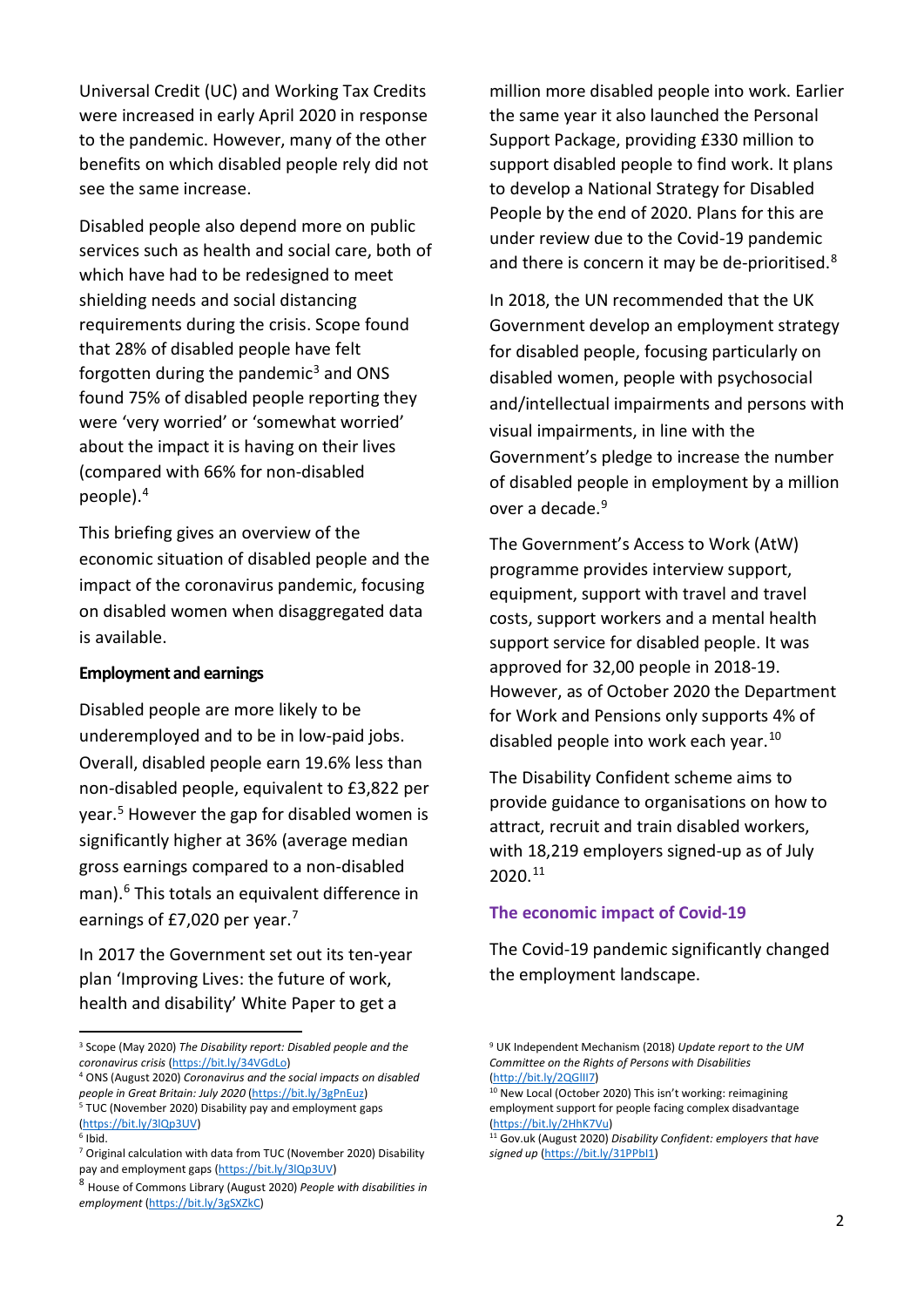Universal Credit (UC) and Working Tax Credits were increased in early April 2020 in response to the pandemic. However, many of the other benefits on which disabled people rely did not see the same increase.

Disabled people also depend more on public services such as health and social care, both of which have had to be redesigned to meet shielding needs and social distancing requirements during the crisis. Scope found that 28% of disabled people have felt forgotten during the pandemic[3] and ONS found 75% of disabled people reporting they were 'very worried' or 'somewhat worried' about the impact it is having on their lives (compared with 66% for non-disabled people).[4]

This briefing gives an overview of the economic situation of disabled people and the impact of the coronavirus pandemic, focusing on disabled women when disaggregated data is available.

**Employment and earnings**

Disabled people are more likely to be underemployed and to be in low-paid jobs. Overall, disabled people earn 19.6% less than non-disabled people, equivalent to £3,822 per year.[5] However the gap for disabled women is significantly higher at 36% (average median gross earnings compared to a non-disabled man).[6] This totals an equivalent difference in earnings of £7,020 per year.[7]

In 2017 the Government set out its ten-year plan 'Improving Lives: the future of work, health and disability' White Paper to get a million more disabled people into work. Earlier the same year it also launched the Personal Support Package, providing £330 million to support disabled people to find work. It plans to develop a National Strategy for Disabled People by the end of 2020. Plans for this are under review due to the Covid-19 pandemic and there is concern it may be de-prioritised.[8]

In 2018, the UN recommended that the UK Government develop an employment strategy for disabled people, focusing particularly on disabled women, people with psychosocial and/intellectual impairments and persons with visual impairments, in line with the Government's pledge to increase the number of disabled people in employment by a million over a decade.[9]

The Government's Access to Work (AtW) programme provides interview support, equipment, support with travel and travel costs, support workers and a mental health support service for disabled people. It was approved for 32,00 people in 2018-19. However, as of October 2020 the Department for Work and Pensions only supports 4% of disabled people into work each year.[10]

The Disability Confident scheme aims to provide guidance to organisations on how to attract, recruit and train disabled workers, with 18,219 employers signed-up as of July 2020.[11]

## The economic impact of Covid-19

The Covid-19 pandemic significantly changed the employment landscape.

---

[3] Scope (May 2020) *The Disability report: Disabled people and the coronavirus crisis* (https://bit.ly/34VGdLo)

[4] ONS (August 2020) *Coronavirus and the social impacts on disabled people in Great Britain: July 2020* (https://bit.ly/3gPnEuz)

[5] TUC (November 2020) Disability pay and employment gaps (https://bit.ly/3lQp3UV)

[6] Ibid.

[7] Original calculation with data from TUC (November 2020) Disability pay and employment gaps (https://bit.ly/3lQp3UV)

[8] House of Commons Library (August 2020) *People with disabilities in employment* (https://bit.ly/3gSXZkC)

[9] UK Independent Mechanism (2018) *Update report to the UM Committee on the Rights of Persons with Disabilities* (http://bit.ly/2QGlII7)

[10] New Local (October 2020) This isn't working: reimagining employment support for people facing complex disadvantage (https://bit.ly/2HhK7Vu)

[11] Gov.uk (August 2020) *Disability Confident: employers that have signed up* (https://bit.ly/31PPbI1)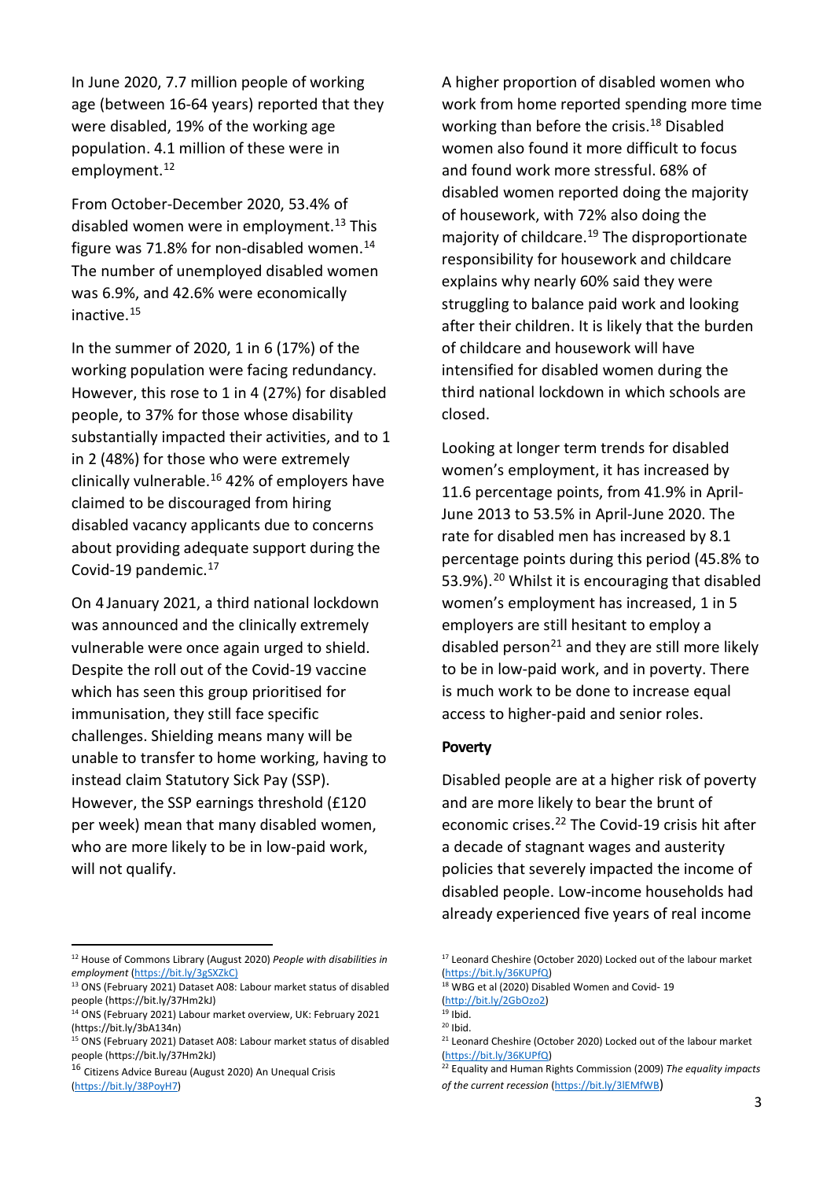In June 2020, 7.7 million people of working age (between 16-64 years) reported that they were disabled, 19% of the working age population. 4.1 million of these were in employment.[12]

From October-December 2020, 53.4% of disabled women were in employment.[13] This figure was 71.8% for non-disabled women.[14] The number of unemployed disabled women was 6.9%, and 42.6% were economically inactive.[15]

In the summer of 2020, 1 in 6 (17%) of the working population were facing redundancy. However, this rose to 1 in 4 (27%) for disabled people, to 37% for those whose disability substantially impacted their activities, and to 1 in 2 (48%) for those who were extremely clinically vulnerable.[16] 42% of employers have claimed to be discouraged from hiring disabled vacancy applicants due to concerns about providing adequate support during the Covid-19 pandemic.[17]

On 4 January 2021, a third national lockdown was announced and the clinically extremely vulnerable were once again urged to shield. Despite the roll out of the Covid-19 vaccine which has seen this group prioritised for immunisation, they still face specific challenges. Shielding means many will be unable to transfer to home working, having to instead claim Statutory Sick Pay (SSP). However, the SSP earnings threshold (£120 per week) mean that many disabled women, who are more likely to be in low-paid work, will not qualify.

A higher proportion of disabled women who work from home reported spending more time working than before the crisis.[18] Disabled women also found it more difficult to focus and found work more stressful. 68% of disabled women reported doing the majority of housework, with 72% also doing the majority of childcare.[19] The disproportionate responsibility for housework and childcare explains why nearly 60% said they were struggling to balance paid work and looking after their children. It is likely that the burden of childcare and housework will have intensified for disabled women during the third national lockdown in which schools are closed.

Looking at longer term trends for disabled women's employment, it has increased by 11.6 percentage points, from 41.9% in April-June 2013 to 53.5% in April-June 2020. The rate for disabled men has increased by 8.1 percentage points during this period (45.8% to 53.9%).[20] Whilst it is encouraging that disabled women's employment has increased, 1 in 5 employers are still hesitant to employ a disabled person[21] and they are still more likely to be in low-paid work, and in poverty. There is much work to be done to increase equal access to higher-paid and senior roles.

**Poverty**

Disabled people are at a higher risk of poverty and are more likely to bear the brunt of economic crises.[22] The Covid-19 crisis hit after a decade of stagnant wages and austerity policies that severely impacted the income of disabled people. Low-income households had already experienced five years of real income

---

[12] House of Commons Library (August 2020) *People with disabilities in employment* (https://bit.ly/3gSXZkC)

[13] ONS (February 2021) Dataset A08: Labour market status of disabled people (https://bit.ly/37Hm2kJ)

[14] ONS (February 2021) Labour market overview, UK: February 2021 (https://bit.ly/3bA134n)

[15] ONS (February 2021) Dataset A08: Labour market status of disabled people (https://bit.ly/37Hm2kJ)

[16] Citizens Advice Bureau (August 2020) An Unequal Crisis (https://bit.ly/38PoyH7)

[17] Leonard Cheshire (October 2020) Locked out of the labour market (https://bit.ly/36KUPfQ)

[18] WBG et al (2020) Disabled Women and Covid- 19 (http://bit.ly/2GbOzo2)

[19] Ibid.

[20] Ibid.

[21] Leonard Cheshire (October 2020) Locked out of the labour market (https://bit.ly/36KUPfQ)

[22] Equality and Human Rights Commission (2009) *The equality impacts of the current recession* (https://bit.ly/3lEMfWB)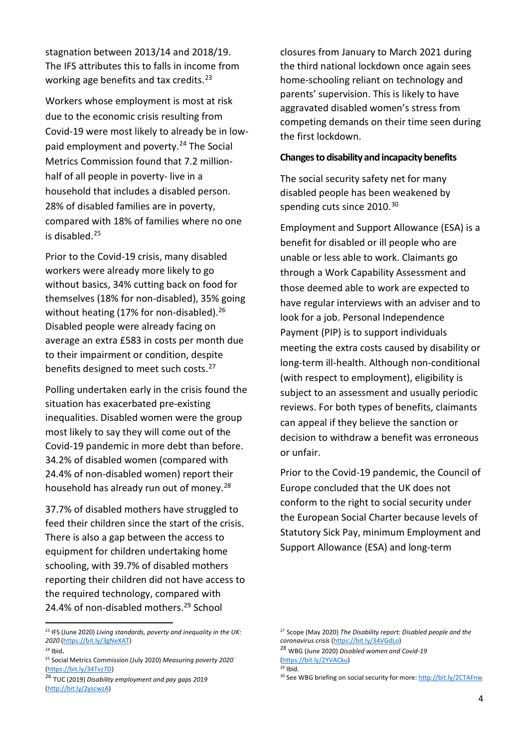stagnation between 2013/14 and 2018/19. The IFS attributes this to falls in income from working age benefits and tax credits.[23]

Workers whose employment is most at risk due to the economic crisis resulting from Covid-19 were most likely to already be in low-paid employment and poverty.[24] The Social Metrics Commission found that 7.2 million- half of all people in poverty- live in a household that includes a disabled person. 28% of disabled families are in poverty, compared with 18% of families where no one is disabled.[25]

Prior to the Covid-19 crisis, many disabled workers were already more likely to go without basics, 34% cutting back on food for themselves (18% for non-disabled), 35% going without heating (17% for non-disabled).[26] Disabled people were already facing on average an extra £583 in costs per month due to their impairment or condition, despite benefits designed to meet such costs.[27]

Polling undertaken early in the crisis found the situation has exacerbated pre-existing inequalities. Disabled women were the group most likely to say they will come out of the Covid-19 pandemic in more debt than before. 34.2% of disabled women (compared with 24.4% of non-disabled women) report their household has already run out of money.[28]

37.7% of disabled mothers have struggled to feed their children since the start of the crisis. There is also a gap between the access to equipment for children undertaking home schooling, with 39.7% of disabled mothers reporting their children did not have access to the required technology, compared with 24.4% of non-disabled mothers.[29] School closures from January to March 2021 during the third national lockdown once again sees home-schooling reliant on technology and parents' supervision. This is likely to have aggravated disabled women's stress from competing demands on their time seen during the first lockdown.

**Changes to disability and incapacity benefits**

The social security safety net for many disabled people has been weakened by spending cuts since 2010.[30]

Employment and Support Allowance (ESA) is a benefit for disabled or ill people who are unable or less able to work. Claimants go through a Work Capability Assessment and those deemed able to work are expected to have regular interviews with an adviser and to look for a job. Personal Independence Payment (PIP) is to support individuals meeting the extra costs caused by disability or long-term ill-health. Although non-conditional (with respect to employment), eligibility is subject to an assessment and usually periodic reviews. For both types of benefits, claimants can appeal if they believe the sanction or decision to withdraw a benefit was erroneous or unfair.

Prior to the Covid-19 pandemic, the Council of Europe concluded that the UK does not conform to the right to social security under the European Social Charter because levels of Statutory Sick Pay, minimum Employment and Support Allowance (ESA) and long-term

---

[23] IFS (June 2020) *Living standards, poverty and inequality in the UK: 2020* (https://bit.ly/3gNeXAT)

[24] Ibid.

[25] Social Metrics Commission (July 2020) *Measuring poverty 2020* (https://bit.ly/34Tvz7D)

[26] TUC (2019) *Disability employment and pay gaps 2019* (http://bit.ly/2yscwzA)

[27] Scope (May 2020) *The Disability report: Disabled people and the coronavirus crisis* (https://bit.ly/34VGdLo)

[28] WBG (June 2020) *Disabled women and Covid-19* (https://bit.ly/2YVACku)

[29] Ibid.

[30] See WBG briefing on social security for more: http://bit.ly/2CTAFnw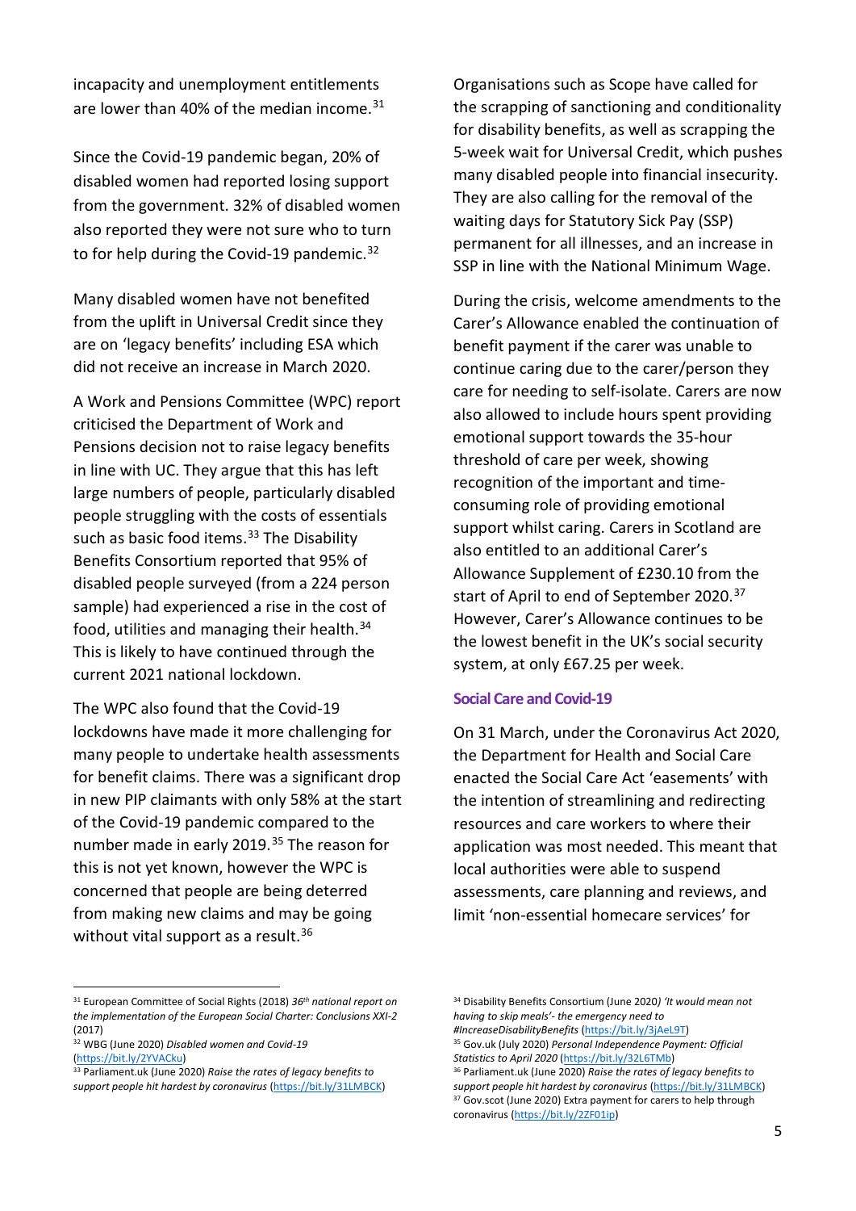incapacity and unemployment entitlements are lower than 40% of the median income.[31]

Since the Covid-19 pandemic began, 20% of disabled women had reported losing support from the government. 32% of disabled women also reported they were not sure who to turn to for help during the Covid-19 pandemic.[32]

Many disabled women have not benefited from the uplift in Universal Credit since they are on 'legacy benefits' including ESA which did not receive an increase in March 2020.

A Work and Pensions Committee (WPC) report criticised the Department of Work and Pensions decision not to raise legacy benefits in line with UC. They argue that this has left large numbers of people, particularly disabled people struggling with the costs of essentials such as basic food items.[33] The Disability Benefits Consortium reported that 95% of disabled people surveyed (from a 224 person sample) had experienced a rise in the cost of food, utilities and managing their health.[34] This is likely to have continued through the current 2021 national lockdown.

The WPC also found that the Covid-19 lockdowns have made it more challenging for many people to undertake health assessments for benefit claims. There was a significant drop in new PIP claimants with only 58% at the start of the Covid-19 pandemic compared to the number made in early 2019.[35] The reason for this is not yet known, however the WPC is concerned that people are being deterred from making new claims and may be going without vital support as a result.[36]

Organisations such as Scope have called for the scrapping of sanctioning and conditionality for disability benefits, as well as scrapping the 5-week wait for Universal Credit, which pushes many disabled people into financial insecurity. They are also calling for the removal of the waiting days for Statutory Sick Pay (SSP) permanent for all illnesses, and an increase in SSP in line with the National Minimum Wage.

During the crisis, welcome amendments to the Carer's Allowance enabled the continuation of benefit payment if the carer was unable to continue caring due to the carer/person they care for needing to self-isolate. Carers are now also allowed to include hours spent providing emotional support towards the 35-hour threshold of care per week, showing recognition of the important and time-consuming role of providing emotional support whilst caring. Carers in Scotland are also entitled to an additional Carer's Allowance Supplement of £230.10 from the start of April to end of September 2020.[37] However, Carer's Allowance continues to be the lowest benefit in the UK's social security system, at only £67.25 per week.

### Social Care and Covid-19

On 31 March, under the Coronavirus Act 2020, the Department for Health and Social Care enacted the Social Care Act 'easements' with the intention of streamlining and redirecting resources and care workers to where their application was most needed. This meant that local authorities were able to suspend assessments, care planning and reviews, and limit 'non-essential homecare services' for

---

[31] European Committee of Social Rights (2018) *36th national report on the implementation of the European Social Charter: Conclusions XXI-2* (2017)

[32] WBG (June 2020) *Disabled women and Covid-19* (https://bit.ly/2YVACku)

[33] Parliament.uk (June 2020) *Raise the rates of legacy benefits to support people hit hardest by coronavirus* (https://bit.ly/31LMBCK)

[34] Disability Benefits Consortium (June 2020) *'It would mean not having to skip meals'- the emergency need to #IncreaseDisabilityBenefits* (https://bit.ly/3jAeL9T)

[35] Gov.uk (July 2020) *Personal Independence Payment: Official Statistics to April 2020* (https://bit.ly/32L6TMb)

[36] Parliament.uk (June 2020) *Raise the rates of legacy benefits to support people hit hardest by coronavirus* (https://bit.ly/31LMBCK)

[37] Gov.scot (June 2020) Extra payment for carers to help through coronavirus (https://bit.ly/2ZF01ip)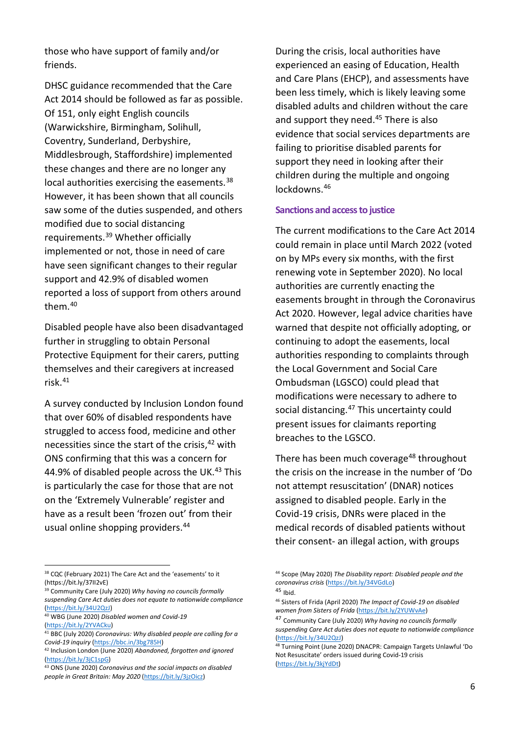those who have support of family and/or friends.

DHSC guidance recommended that the Care Act 2014 should be followed as far as possible. Of 151, only eight English councils (Warwickshire, Birmingham, Solihull, Coventry, Sunderland, Derbyshire, Middlesbrough, Staffordshire) implemented these changes and there are no longer any local authorities exercising the easements.[38] However, it has been shown that all councils saw some of the duties suspended, and others modified due to social distancing requirements.[39] Whether officially implemented or not, those in need of care have seen significant changes to their regular support and 42.9% of disabled women reported a loss of support from others around them.[40]

Disabled people have also been disadvantaged further in struggling to obtain Personal Protective Equipment for their carers, putting themselves and their caregivers at increased risk.[41]

A survey conducted by Inclusion London found that over 60% of disabled respondents have struggled to access food, medicine and other necessities since the start of the crisis,[42] with ONS confirming that this was a concern for 44.9% of disabled people across the UK.[43] This is particularly the case for those that are not on the 'Extremely Vulnerable' register and have as a result been 'frozen out' from their usual online shopping providers.[44]

During the crisis, local authorities have experienced an easing of Education, Health and Care Plans (EHCP), and assessments have been less timely, which is likely leaving some disabled adults and children without the care and support they need.[45] There is also evidence that social services departments are failing to prioritise disabled parents for support they need in looking after their children during the multiple and ongoing lockdowns.[46]

### Sanctions and access to justice

The current modifications to the Care Act 2014 could remain in place until March 2022 (voted on by MPs every six months, with the first renewing vote in September 2020). No local authorities are currently enacting the easements brought in through the Coronavirus Act 2020. However, legal advice charities have warned that despite not officially adopting, or continuing to adopt the easements, local authorities responding to complaints through the Local Government and Social Care Ombudsman (LGSCO) could plead that modifications were necessary to adhere to social distancing.[47] This uncertainty could present issues for claimants reporting breaches to the LGSCO.

There has been much coverage[48] throughout the crisis on the increase in the number of 'Do not attempt resuscitation' (DNAR) notices assigned to disabled people. Early in the Covid-19 crisis, DNRs were placed in the medical records of disabled patients without their consent- an illegal action, with groups

---

[38] CQC (February 2021) The Care Act and the 'easements' to it (https://bit.ly/37II2vE)

[39] Community Care (July 2020) *Why having no councils formally suspending Care Act duties does not equate to nationwide compliance* (https://bit.ly/34U2QzJ)

[40] WBG (June 2020) *Disabled women and Covid-19* (https://bit.ly/2YVACku)

[41] BBC (July 2020) *Coronavirus: Why disabled people are calling for a Covid-19 inquiry* (https://bbc.in/3bg785H)

[42] Inclusion London (June 2020) *Abandoned, forgotten and ignored* (https://bit.ly/3jC1spG)

[43] ONS (June 2020) *Coronavirus and the social impacts on disabled people in Great Britain: May 2020* (https://bit.ly/3jzOicz)

[44] Scope (May 2020) *The Disability report: Disabled people and the coronavirus crisis* (https://bit.ly/34VGdLo)

[45] Ibid.

[46] Sisters of Frida (April 2020) *The Impact of Covid-19 on disabled women from Sisters of Frida* (https://bit.ly/2YUWvAe)

[47] Community Care (July 2020) *Why having no councils formally suspending Care Act duties does not equate to nationwide compliance* (https://bit.ly/34U2QzJ)

[48] Turning Point (June 2020) DNACPR: Campaign Targets Unlawful 'Do Not Resuscitate' orders issued during Covid-19 crisis (https://bit.ly/3kjYdDt)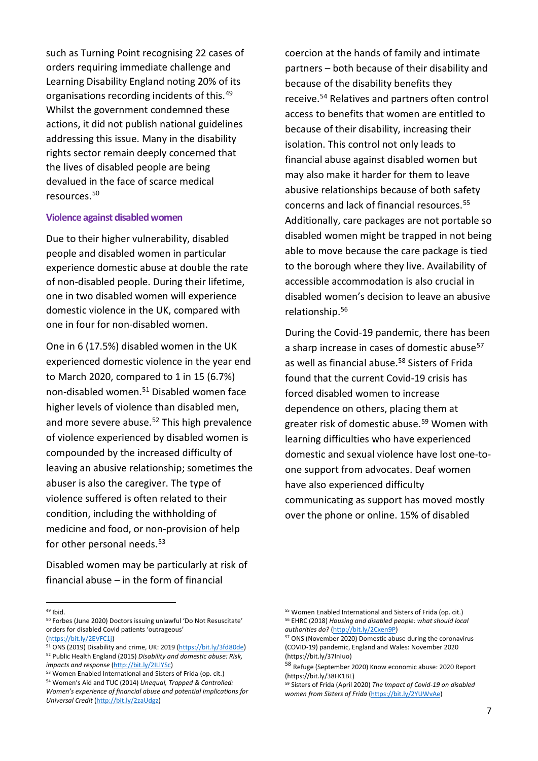such as Turning Point recognising 22 cases of orders requiring immediate challenge and Learning Disability England noting 20% of its organisations recording incidents of this.[49] Whilst the government condemned these actions, it did not publish national guidelines addressing this issue. Many in the disability rights sector remain deeply concerned that the lives of disabled people are being devalued in the face of scarce medical resources.[50]

### Violence against disabled women

Due to their higher vulnerability, disabled people and disabled women in particular experience domestic abuse at double the rate of non-disabled people. During their lifetime, one in two disabled women will experience domestic violence in the UK, compared with one in four for non-disabled women.

One in 6 (17.5%) disabled women in the UK experienced domestic violence in the year end to March 2020, compared to 1 in 15 (6.7%) non-disabled women.[51] Disabled women face higher levels of violence than disabled men, and more severe abuse.[52] This high prevalence of violence experienced by disabled women is compounded by the increased difficulty of leaving an abusive relationship; sometimes the abuser is also the caregiver. The type of violence suffered is often related to their condition, including the withholding of medicine and food, or non-provision of help for other personal needs.[53]

Disabled women may be particularly at risk of financial abuse – in the form of financial coercion at the hands of family and intimate partners – both because of their disability and because of the disability benefits they receive.[54] Relatives and partners often control access to benefits that women are entitled to because of their disability, increasing their isolation. This control not only leads to financial abuse against disabled women but may also make it harder for them to leave abusive relationships because of both safety concerns and lack of financial resources.[55] Additionally, care packages are not portable so disabled women might be trapped in not being able to move because the care package is tied to the borough where they live. Availability of accessible accommodation is also crucial in disabled women's decision to leave an abusive relationship.[56]

During the Covid-19 pandemic, there has been a sharp increase in cases of domestic abuse[57] as well as financial abuse.[58] Sisters of Frida found that the current Covid-19 crisis has forced disabled women to increase dependence on others, placing them at greater risk of domestic abuse.[59] Women with learning difficulties who have experienced domestic and sexual violence have lost one-to-one support from advocates. Deaf women have also experienced difficulty communicating as support has moved mostly over the phone or online. 15% of disabled

---

[49] Ibid.

[50] Forbes (June 2020) Doctors issuing unlawful 'Do Not Resuscitate' orders for disabled Covid patients 'outrageous' (https://bit.ly/2EVFC1j)

[51] ONS (2019) Disability and crime, UK: 2019 (https://bit.ly/3fd80de)

[52] Public Health England (2015) *Disability and domestic abuse: Risk, impacts and response* (http://bit.ly/2ILlYSc)

[53] Women Enabled International and Sisters of Frida (op. cit.)

[54] Women's Aid and TUC (2014) *Unequal, Trapped & Controlled: Women's experience of financial abuse and potential implications for Universal Credit* (http://bit.ly/2zaUdgz)

[55] Women Enabled International and Sisters of Frida (op. cit.)

[56] EHRC (2018) *Housing and disabled people: what should local authorities do?* (http://bit.ly/2Cxen9P)

[57] ONS (November 2020) Domestic abuse during the coronavirus (COVID-19) pandemic, England and Wales: November 2020 (https://bit.ly/37InIuo)

[58] Refuge (September 2020) Know economic abuse: 2020 Report (https://bit.ly/38FK1BL)

[59] Sisters of Frida (April 2020) *The Impact of Covid-19 on disabled women from Sisters of Frida* (https://bit.ly/2YUWvAe)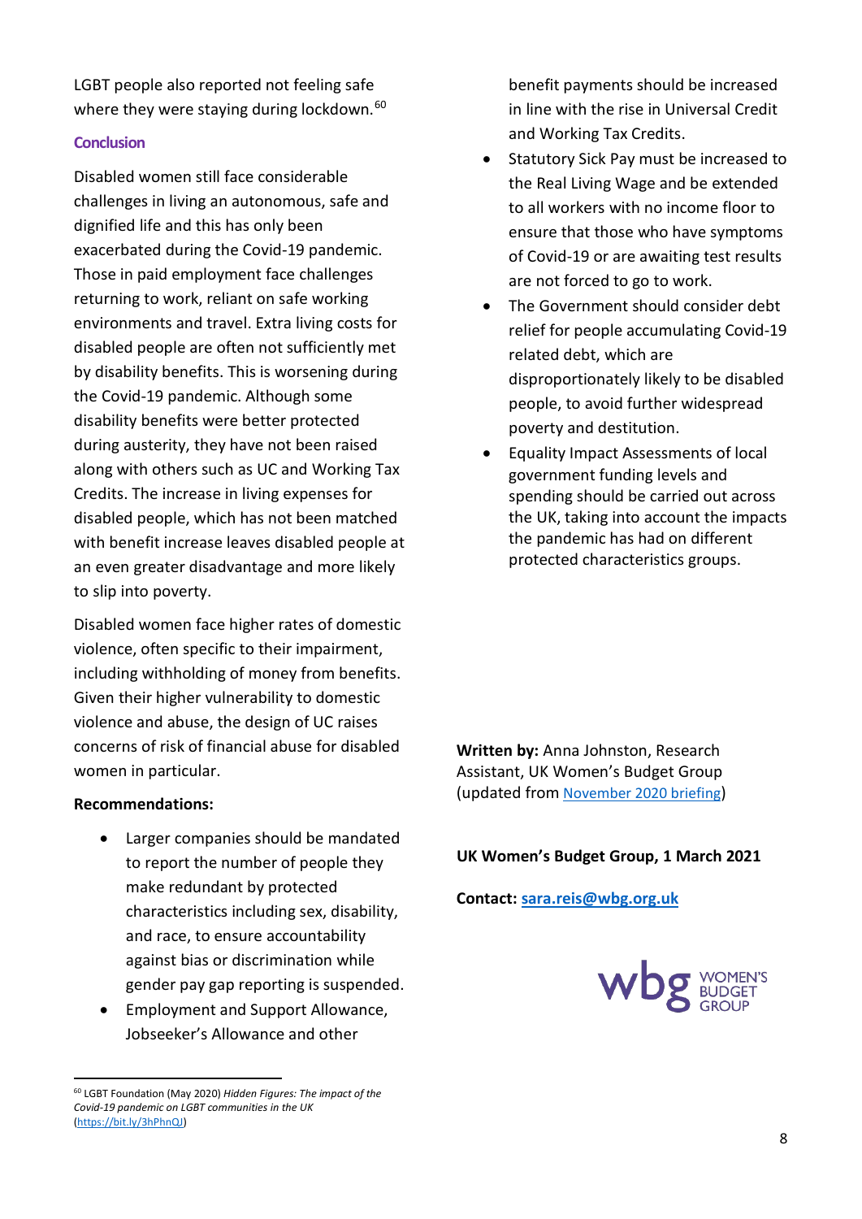LGBT people also reported not feeling safe where they were staying during lockdown.[60]

### Conclusion

Disabled women still face considerable challenges in living an autonomous, safe and dignified life and this has only been exacerbated during the Covid-19 pandemic. Those in paid employment face challenges returning to work, reliant on safe working environments and travel. Extra living costs for disabled people are often not sufficiently met by disability benefits. This is worsening during the Covid-19 pandemic. Although some disability benefits were better protected during austerity, they have not been raised along with others such as UC and Working Tax Credits. The increase in living expenses for disabled people, which has not been matched with benefit increase leaves disabled people at an even greater disadvantage and more likely to slip into poverty.

Disabled women face higher rates of domestic violence, often specific to their impairment, including withholding of money from benefits. Given their higher vulnerability to domestic violence and abuse, the design of UC raises concerns of risk of financial abuse for disabled women in particular.

**Recommendations:**

- Larger companies should be mandated to report the number of people they make redundant by protected characteristics including sex, disability, and race, to ensure accountability against bias or discrimination while gender pay gap reporting is suspended.
- Employment and Support Allowance, Jobseeker's Allowance and other benefit payments should be increased in line with the rise in Universal Credit and Working Tax Credits.
- Statutory Sick Pay must be increased to the Real Living Wage and be extended to all workers with no income floor to ensure that those who have symptoms of Covid-19 or are awaiting test results are not forced to go to work.
- The Government should consider debt relief for people accumulating Covid-19 related debt, which are disproportionately likely to be disabled people, to avoid further widespread poverty and destitution.
- Equality Impact Assessments of local government funding levels and spending should be carried out across the UK, taking into account the impacts the pandemic has had on different protected characteristics groups.

**Written by:** Anna Johnston, Research Assistant, UK Women's Budget Group (updated from November 2020 briefing)

**UK Women's Budget Group, 1 March 2021**

**Contact:** **sara.reis@wbg.org.uk**

wbg WOMEN'S BUDGET GROUP

---

[60] LGBT Foundation (May 2020) *Hidden Figures: The impact of the Covid-19 pandemic on LGBT communities in the UK* (https://bit.ly/3hPhnQJ)